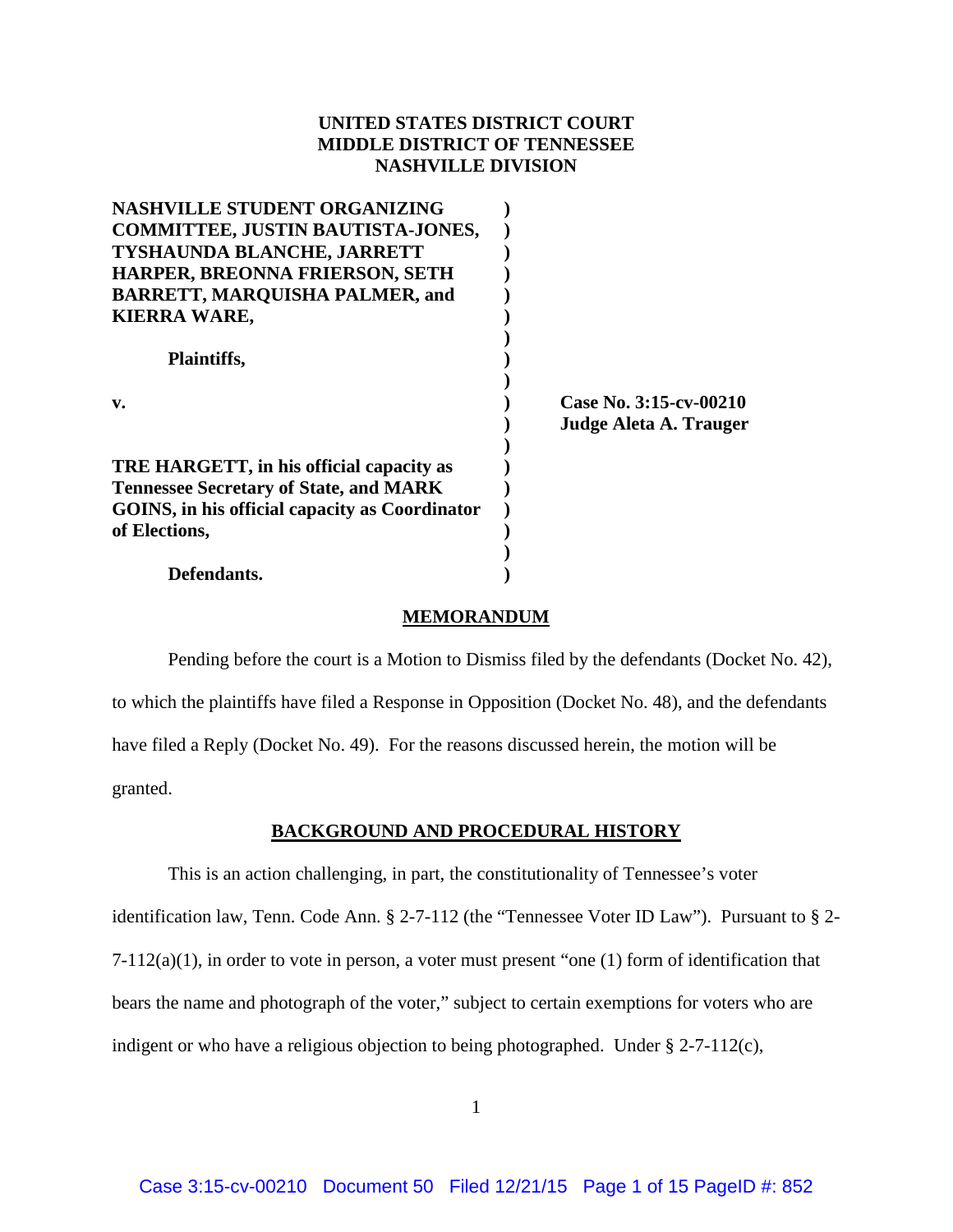**UNITED STATES DISTRICT COURT**
**MIDDLE DISTRICT OF TENNESSEE**
**NASHVILLE DIVISION**

| | | |
|---|---|---|
| **NASHVILLE STUDENT ORGANIZING COMMITTEE, JUSTIN BAUTISTA-JONES, TYSHAUNDA BLANCHE, JARRETT HARPER, BREONNA FRIERSON, SETH BARRETT, MARQUISHA PALMER, and KIERRA WARE,** | ) | |
| **Plaintiffs,** | ) | |
| **v.** | ) | **Case No. 3:15-cv-00210** |
| | ) | **Judge Aleta A. Trauger** |
| **TRE HARGETT, in his official capacity as Tennessee Secretary of State, and MARK GOINS, in his official capacity as Coordinator of Elections,** | ) | |
| **Defendants.** | ) | |

## MEMORANDUM

Pending before the court is a Motion to Dismiss filed by the defendants (Docket No. 42), to which the plaintiffs have filed a Response in Opposition (Docket No. 48), and the defendants have filed a Reply (Docket No. 49). For the reasons discussed herein, the motion will be granted.

## BACKGROUND AND PROCEDURAL HISTORY

This is an action challenging, in part, the constitutionality of Tennessee's voter identification law, Tenn. Code Ann. § 2-7-112 (the "Tennessee Voter ID Law"). Pursuant to § 2-7-112(a)(1), in order to vote in person, a voter must present "one (1) form of identification that bears the name and photograph of the voter," subject to certain exemptions for voters who are indigent or who have a religious objection to being photographed. Under § 2-7-112(c),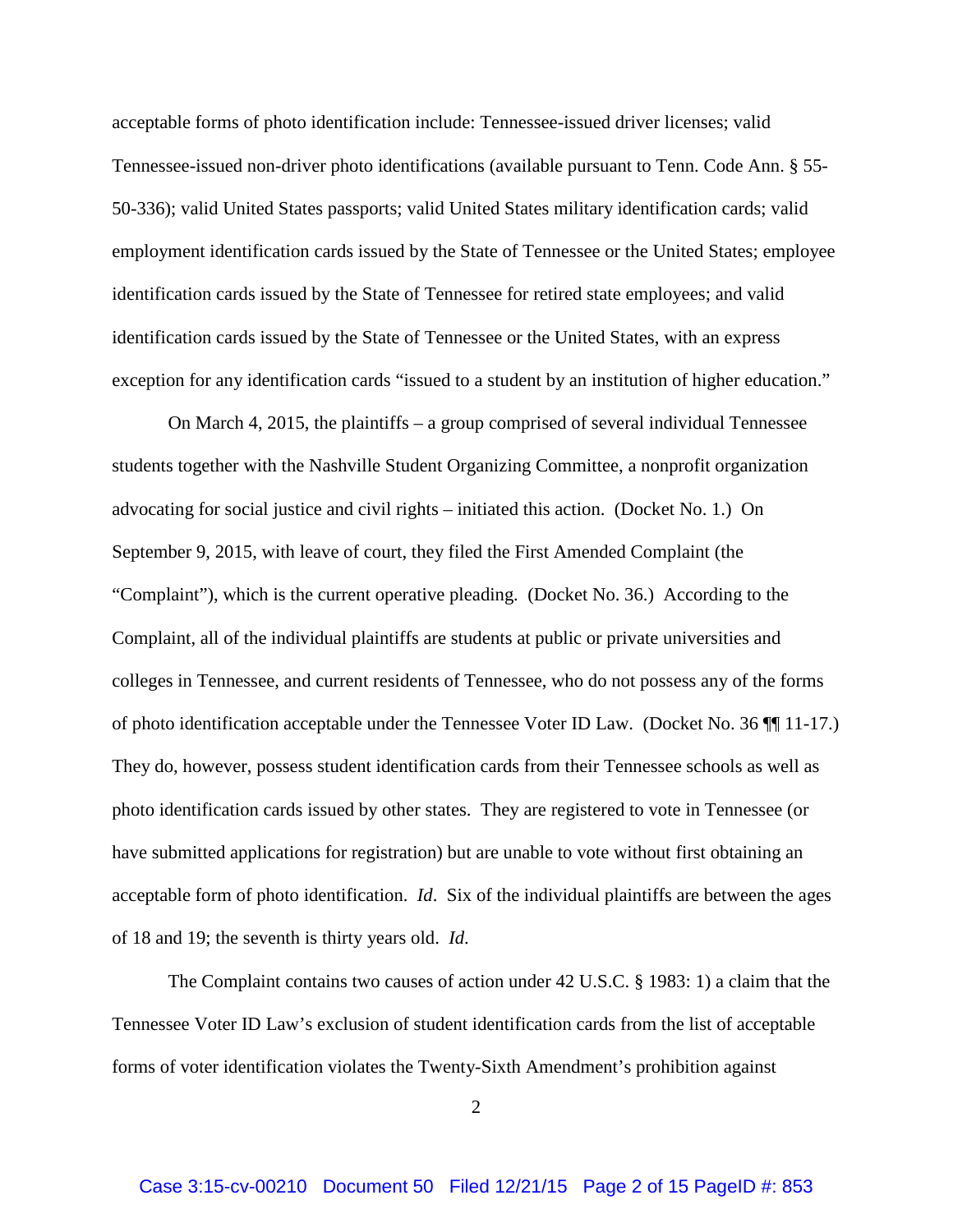acceptable forms of photo identification include: Tennessee-issued driver licenses; valid Tennessee-issued non-driver photo identifications (available pursuant to Tenn. Code Ann. § 55-50-336); valid United States passports; valid United States military identification cards; valid employment identification cards issued by the State of Tennessee or the United States; employee identification cards issued by the State of Tennessee for retired state employees; and valid identification cards issued by the State of Tennessee or the United States, with an express exception for any identification cards "issued to a student by an institution of higher education."

On March 4, 2015, the plaintiffs – a group comprised of several individual Tennessee students together with the Nashville Student Organizing Committee, a nonprofit organization advocating for social justice and civil rights – initiated this action. (Docket No. 1.) On September 9, 2015, with leave of court, they filed the First Amended Complaint (the "Complaint"), which is the current operative pleading. (Docket No. 36.) According to the Complaint, all of the individual plaintiffs are students at public or private universities and colleges in Tennessee, and current residents of Tennessee, who do not possess any of the forms of photo identification acceptable under the Tennessee Voter ID Law. (Docket No. 36 ¶¶ 11-17.) They do, however, possess student identification cards from their Tennessee schools as well as photo identification cards issued by other states. They are registered to vote in Tennessee (or have submitted applications for registration) but are unable to vote without first obtaining an acceptable form of photo identification. *Id*. Six of the individual plaintiffs are between the ages of 18 and 19; the seventh is thirty years old. *Id*.

The Complaint contains two causes of action under 42 U.S.C. § 1983: 1) a claim that the Tennessee Voter ID Law's exclusion of student identification cards from the list of acceptable forms of voter identification violates the Twenty-Sixth Amendment's prohibition against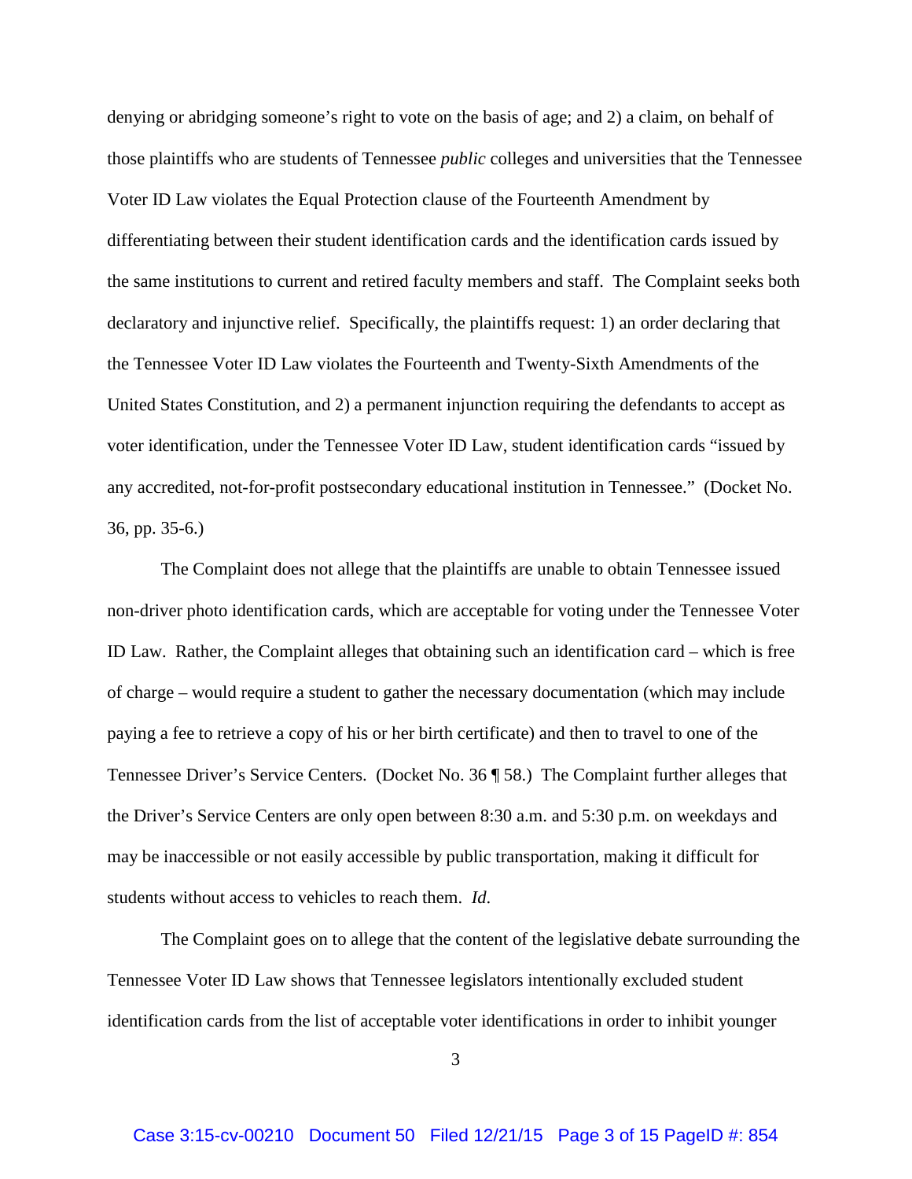denying or abridging someone's right to vote on the basis of age; and 2) a claim, on behalf of those plaintiffs who are students of Tennessee *public* colleges and universities that the Tennessee Voter ID Law violates the Equal Protection clause of the Fourteenth Amendment by differentiating between their student identification cards and the identification cards issued by the same institutions to current and retired faculty members and staff. The Complaint seeks both declaratory and injunctive relief. Specifically, the plaintiffs request: 1) an order declaring that the Tennessee Voter ID Law violates the Fourteenth and Twenty-Sixth Amendments of the United States Constitution, and 2) a permanent injunction requiring the defendants to accept as voter identification, under the Tennessee Voter ID Law, student identification cards "issued by any accredited, not-for-profit postsecondary educational institution in Tennessee." (Docket No. 36, pp. 35-6.)

The Complaint does not allege that the plaintiffs are unable to obtain Tennessee issued non-driver photo identification cards, which are acceptable for voting under the Tennessee Voter ID Law. Rather, the Complaint alleges that obtaining such an identification card – which is free of charge – would require a student to gather the necessary documentation (which may include paying a fee to retrieve a copy of his or her birth certificate) and then to travel to one of the Tennessee Driver's Service Centers. (Docket No. 36 ¶ 58.) The Complaint further alleges that the Driver's Service Centers are only open between 8:30 a.m. and 5:30 p.m. on weekdays and may be inaccessible or not easily accessible by public transportation, making it difficult for students without access to vehicles to reach them. *Id.*

The Complaint goes on to allege that the content of the legislative debate surrounding the Tennessee Voter ID Law shows that Tennessee legislators intentionally excluded student identification cards from the list of acceptable voter identifications in order to inhibit younger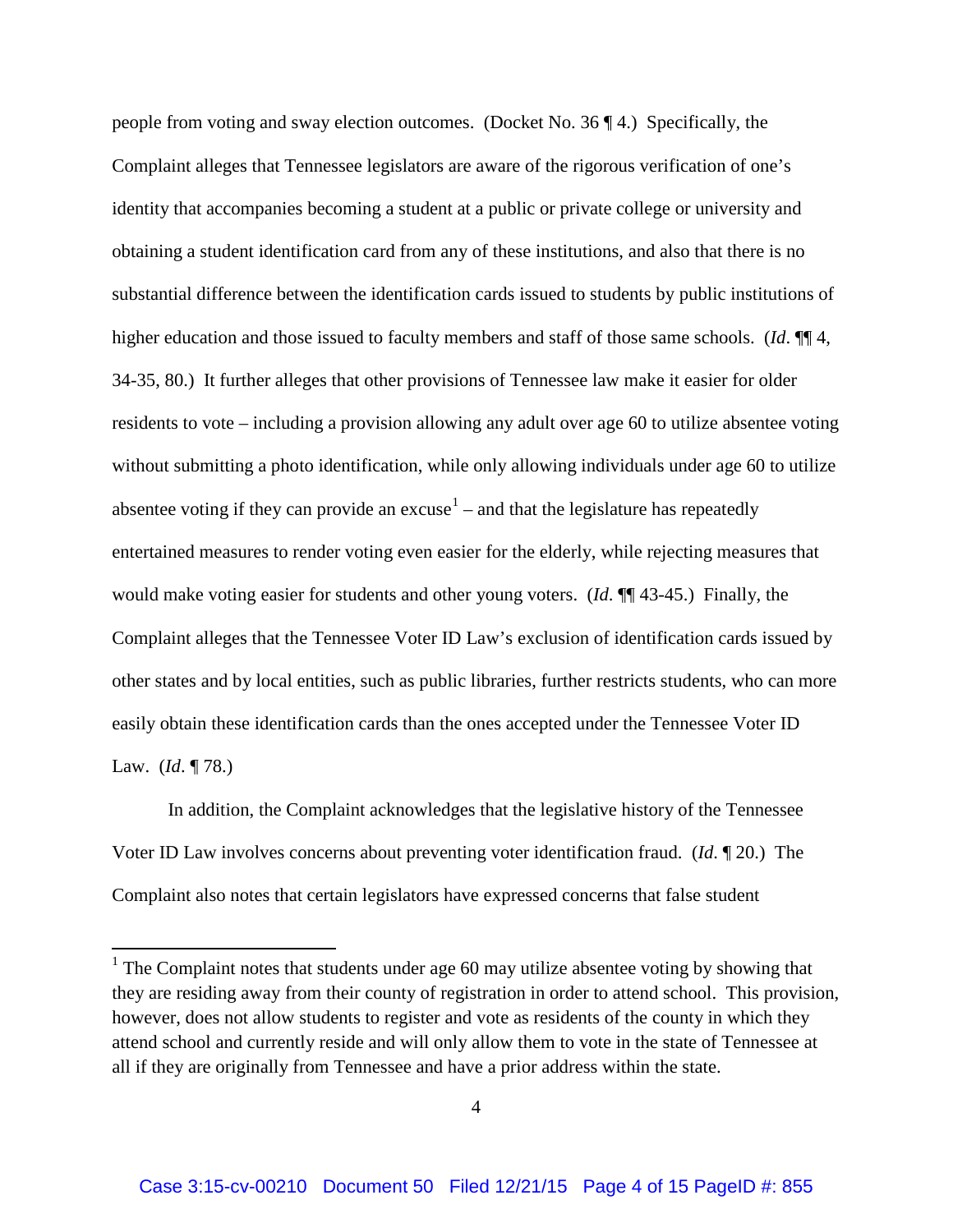people from voting and sway election outcomes. (Docket No. 36 ¶ 4.) Specifically, the Complaint alleges that Tennessee legislators are aware of the rigorous verification of one's identity that accompanies becoming a student at a public or private college or university and obtaining a student identification card from any of these institutions, and also that there is no substantial difference between the identification cards issued to students by public institutions of higher education and those issued to faculty members and staff of those same schools. (*Id*. ¶¶ 4, 34-35, 80.) It further alleges that other provisions of Tennessee law make it easier for older residents to vote – including a provision allowing any adult over age 60 to utilize absentee voting without submitting a photo identification, while only allowing individuals under age 60 to utilize absentee voting if they can provide an excuse[1] – and that the legislature has repeatedly entertained measures to render voting even easier for the elderly, while rejecting measures that would make voting easier for students and other young voters. (*Id*. ¶¶ 43-45.) Finally, the Complaint alleges that the Tennessee Voter ID Law's exclusion of identification cards issued by other states and by local entities, such as public libraries, further restricts students, who can more easily obtain these identification cards than the ones accepted under the Tennessee Voter ID Law. (*Id*. ¶ 78.)

In addition, the Complaint acknowledges that the legislative history of the Tennessee Voter ID Law involves concerns about preventing voter identification fraud. (*Id*. ¶ 20.) The Complaint also notes that certain legislators have expressed concerns that false student

---

[1] The Complaint notes that students under age 60 may utilize absentee voting by showing that they are residing away from their county of registration in order to attend school. This provision, however, does not allow students to register and vote as residents of the county in which they attend school and currently reside and will only allow them to vote in the state of Tennessee at all if they are originally from Tennessee and have a prior address within the state.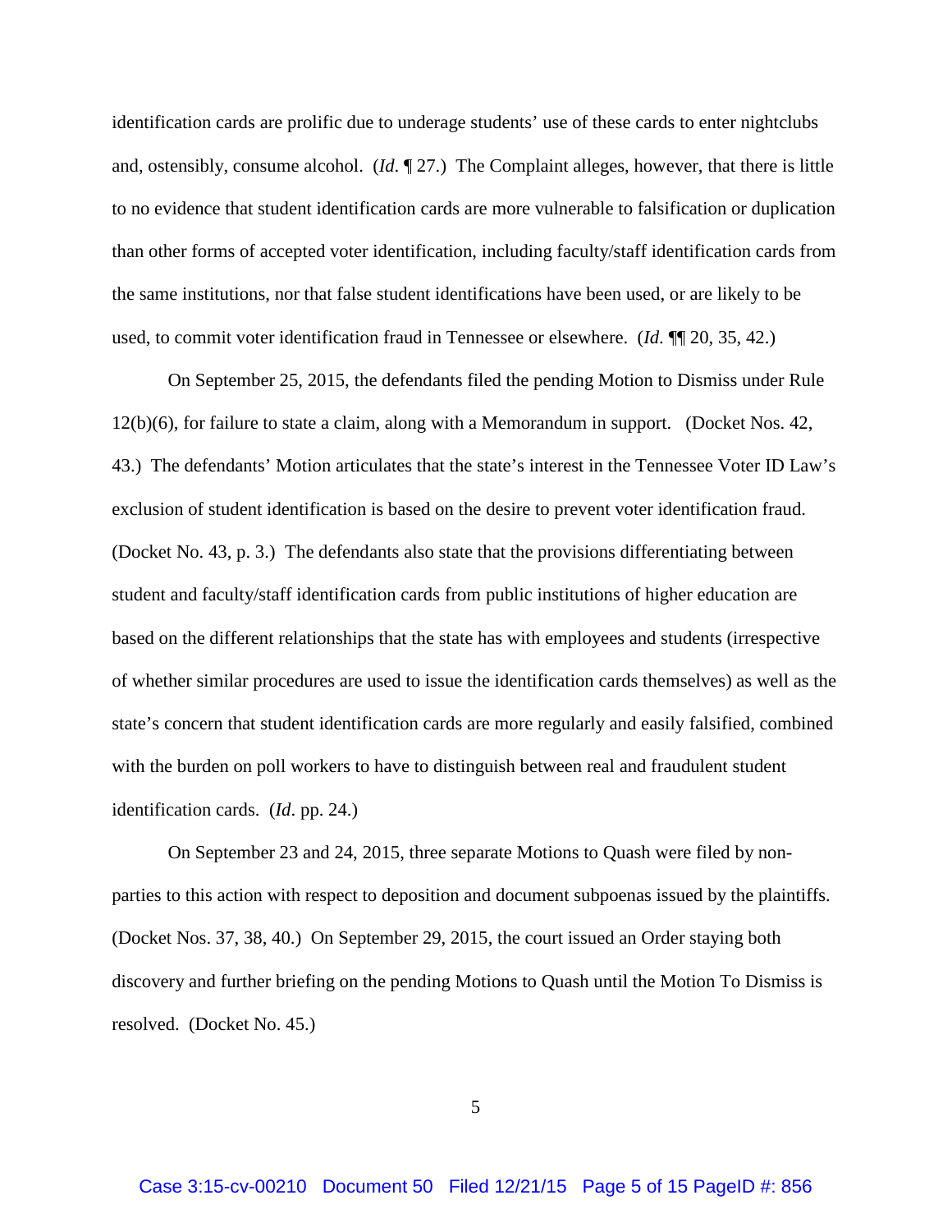identification cards are prolific due to underage students' use of these cards to enter nightclubs and, ostensibly, consume alcohol. (*Id*. ¶ 27.) The Complaint alleges, however, that there is little to no evidence that student identification cards are more vulnerable to falsification or duplication than other forms of accepted voter identification, including faculty/staff identification cards from the same institutions, nor that false student identifications have been used, or are likely to be used, to commit voter identification fraud in Tennessee or elsewhere. (*Id*. ¶¶ 20, 35, 42.)

On September 25, 2015, the defendants filed the pending Motion to Dismiss under Rule 12(b)(6), for failure to state a claim, along with a Memorandum in support. (Docket Nos. 42, 43.) The defendants' Motion articulates that the state's interest in the Tennessee Voter ID Law's exclusion of student identification is based on the desire to prevent voter identification fraud. (Docket No. 43, p. 3.) The defendants also state that the provisions differentiating between student and faculty/staff identification cards from public institutions of higher education are based on the different relationships that the state has with employees and students (irrespective of whether similar procedures are used to issue the identification cards themselves) as well as the state's concern that student identification cards are more regularly and easily falsified, combined with the burden on poll workers to have to distinguish between real and fraudulent student identification cards. (*Id*. pp. 24.)

On September 23 and 24, 2015, three separate Motions to Quash were filed by non-parties to this action with respect to deposition and document subpoenas issued by the plaintiffs. (Docket Nos. 37, 38, 40.) On September 29, 2015, the court issued an Order staying both discovery and further briefing on the pending Motions to Quash until the Motion To Dismiss is resolved. (Docket No. 45.)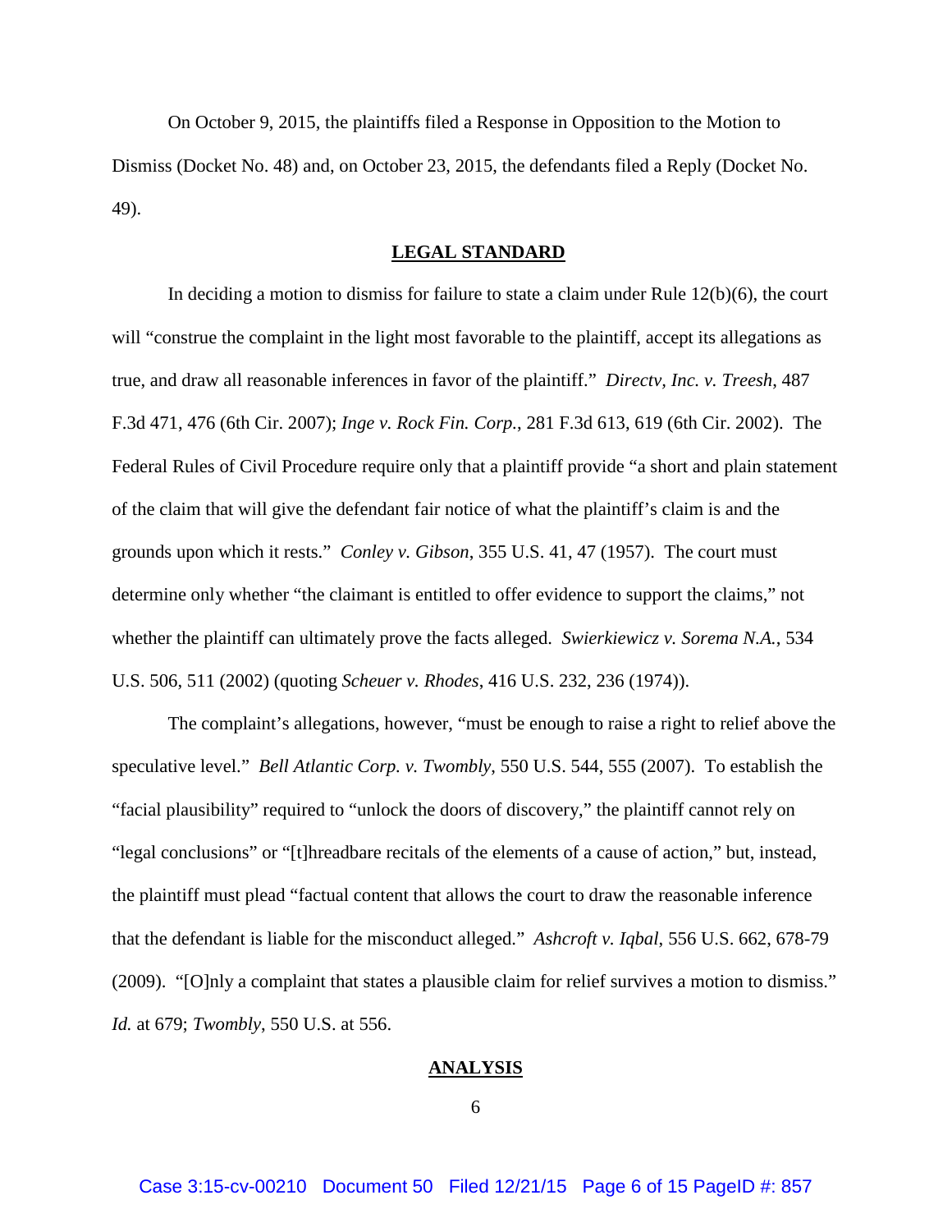On October 9, 2015, the plaintiffs filed a Response in Opposition to the Motion to Dismiss (Docket No. 48) and, on October 23, 2015, the defendants filed a Reply (Docket No. 49).

## LEGAL STANDARD

In deciding a motion to dismiss for failure to state a claim under Rule 12(b)(6), the court will "construe the complaint in the light most favorable to the plaintiff, accept its allegations as true, and draw all reasonable inferences in favor of the plaintiff." *Directv, Inc. v. Treesh*, 487 F.3d 471, 476 (6th Cir. 2007); *Inge v. Rock Fin. Corp.*, 281 F.3d 613, 619 (6th Cir. 2002). The Federal Rules of Civil Procedure require only that a plaintiff provide "a short and plain statement of the claim that will give the defendant fair notice of what the plaintiff's claim is and the grounds upon which it rests." *Conley v. Gibson*, 355 U.S. 41, 47 (1957). The court must determine only whether "the claimant is entitled to offer evidence to support the claims," not whether the plaintiff can ultimately prove the facts alleged. *Swierkiewicz v. Sorema N.A.*, 534 U.S. 506, 511 (2002) (quoting *Scheuer v. Rhodes*, 416 U.S. 232, 236 (1974)).

The complaint's allegations, however, "must be enough to raise a right to relief above the speculative level." *Bell Atlantic Corp. v. Twombly*, 550 U.S. 544, 555 (2007). To establish the "facial plausibility" required to "unlock the doors of discovery," the plaintiff cannot rely on "legal conclusions" or "[t]hreadbare recitals of the elements of a cause of action," but, instead, the plaintiff must plead "factual content that allows the court to draw the reasonable inference that the defendant is liable for the misconduct alleged." *Ashcroft v. Iqbal*, 556 U.S. 662, 678-79 (2009). "[O]nly a complaint that states a plausible claim for relief survives a motion to dismiss." *Id.* at 679; *Twombly*, 550 U.S. at 556.

## ANALYSIS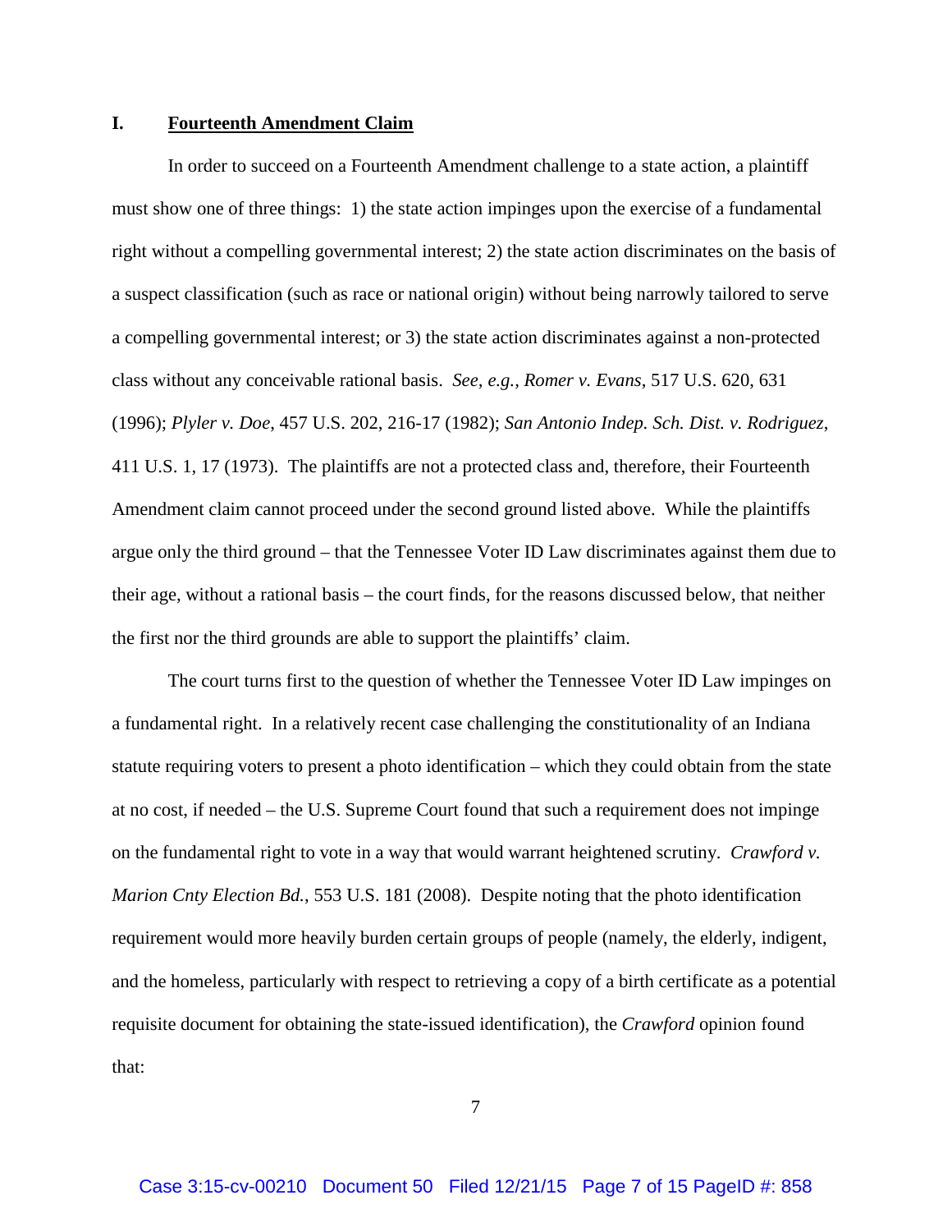## I. Fourteenth Amendment Claim

In order to succeed on a Fourteenth Amendment challenge to a state action, a plaintiff must show one of three things: 1) the state action impinges upon the exercise of a fundamental right without a compelling governmental interest; 2) the state action discriminates on the basis of a suspect classification (such as race or national origin) without being narrowly tailored to serve a compelling governmental interest; or 3) the state action discriminates against a non-protected class without any conceivable rational basis. *See, e.g., Romer v. Evans*, 517 U.S. 620, 631 (1996); *Plyler v. Doe*, 457 U.S. 202, 216-17 (1982); *San Antonio Indep. Sch. Dist. v. Rodriguez*, 411 U.S. 1, 17 (1973). The plaintiffs are not a protected class and, therefore, their Fourteenth Amendment claim cannot proceed under the second ground listed above. While the plaintiffs argue only the third ground – that the Tennessee Voter ID Law discriminates against them due to their age, without a rational basis – the court finds, for the reasons discussed below, that neither the first nor the third grounds are able to support the plaintiffs' claim.

The court turns first to the question of whether the Tennessee Voter ID Law impinges on a fundamental right. In a relatively recent case challenging the constitutionality of an Indiana statute requiring voters to present a photo identification – which they could obtain from the state at no cost, if needed – the U.S. Supreme Court found that such a requirement does not impinge on the fundamental right to vote in a way that would warrant heightened scrutiny. *Crawford v. Marion Cnty Election Bd.*, 553 U.S. 181 (2008). Despite noting that the photo identification requirement would more heavily burden certain groups of people (namely, the elderly, indigent, and the homeless, particularly with respect to retrieving a copy of a birth certificate as a potential requisite document for obtaining the state-issued identification), the *Crawford* opinion found that: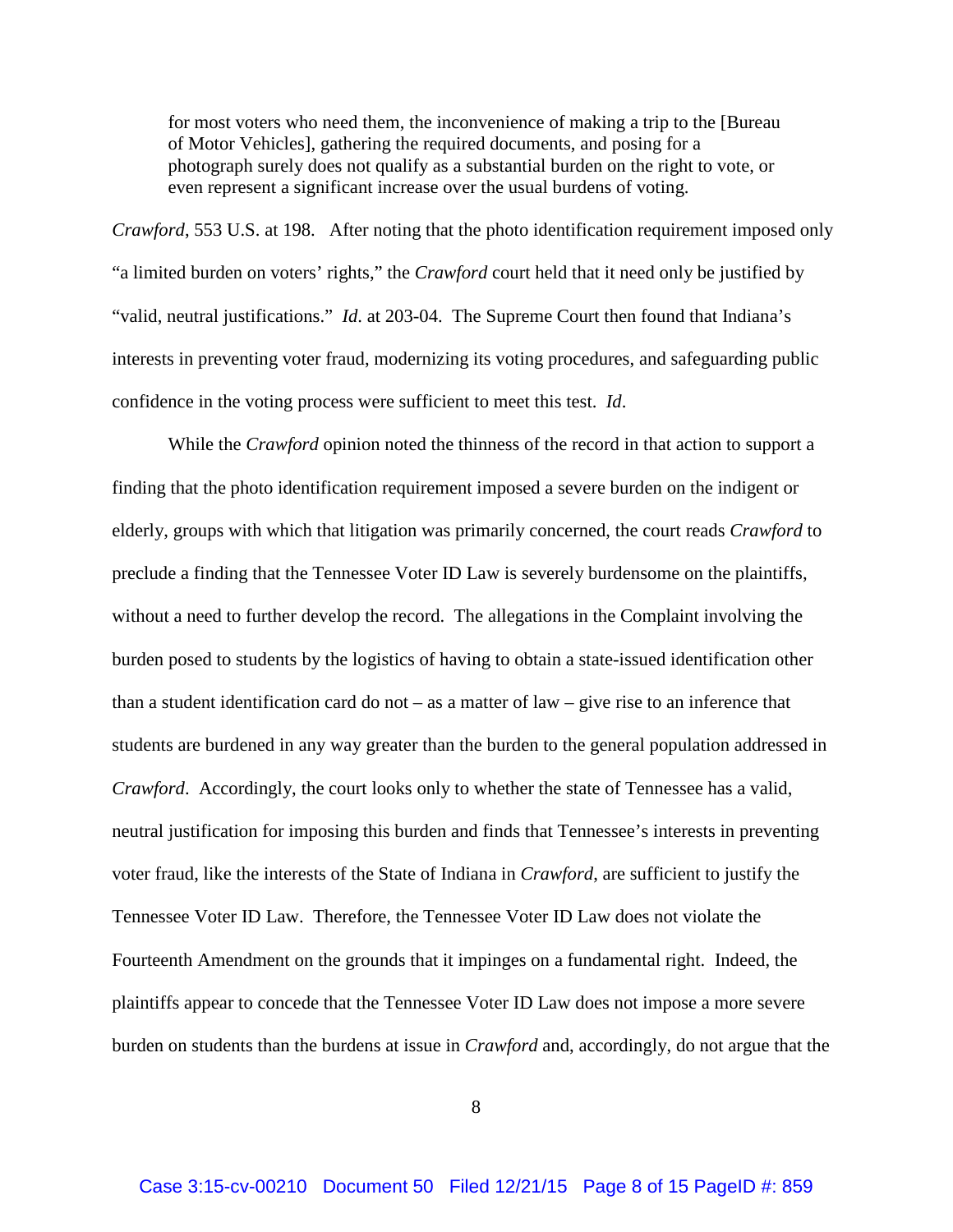> for most voters who need them, the inconvenience of making a trip to the [Bureau of Motor Vehicles], gathering the required documents, and posing for a photograph surely does not qualify as a substantial burden on the right to vote, or even represent a significant increase over the usual burdens of voting.

*Crawford*, 553 U.S. at 198. After noting that the photo identification requirement imposed only "a limited burden on voters' rights," the *Crawford* court held that it need only be justified by "valid, neutral justifications." *Id*. at 203-04. The Supreme Court then found that Indiana's interests in preventing voter fraud, modernizing its voting procedures, and safeguarding public confidence in the voting process were sufficient to meet this test. *Id*.

While the *Crawford* opinion noted the thinness of the record in that action to support a finding that the photo identification requirement imposed a severe burden on the indigent or elderly, groups with which that litigation was primarily concerned, the court reads *Crawford* to preclude a finding that the Tennessee Voter ID Law is severely burdensome on the plaintiffs, without a need to further develop the record. The allegations in the Complaint involving the burden posed to students by the logistics of having to obtain a state-issued identification other than a student identification card do not – as a matter of law – give rise to an inference that students are burdened in any way greater than the burden to the general population addressed in *Crawford*. Accordingly, the court looks only to whether the state of Tennessee has a valid, neutral justification for imposing this burden and finds that Tennessee's interests in preventing voter fraud, like the interests of the State of Indiana in *Crawford*, are sufficient to justify the Tennessee Voter ID Law. Therefore, the Tennessee Voter ID Law does not violate the Fourteenth Amendment on the grounds that it impinges on a fundamental right. Indeed, the plaintiffs appear to concede that the Tennessee Voter ID Law does not impose a more severe burden on students than the burdens at issue in *Crawford* and, accordingly, do not argue that the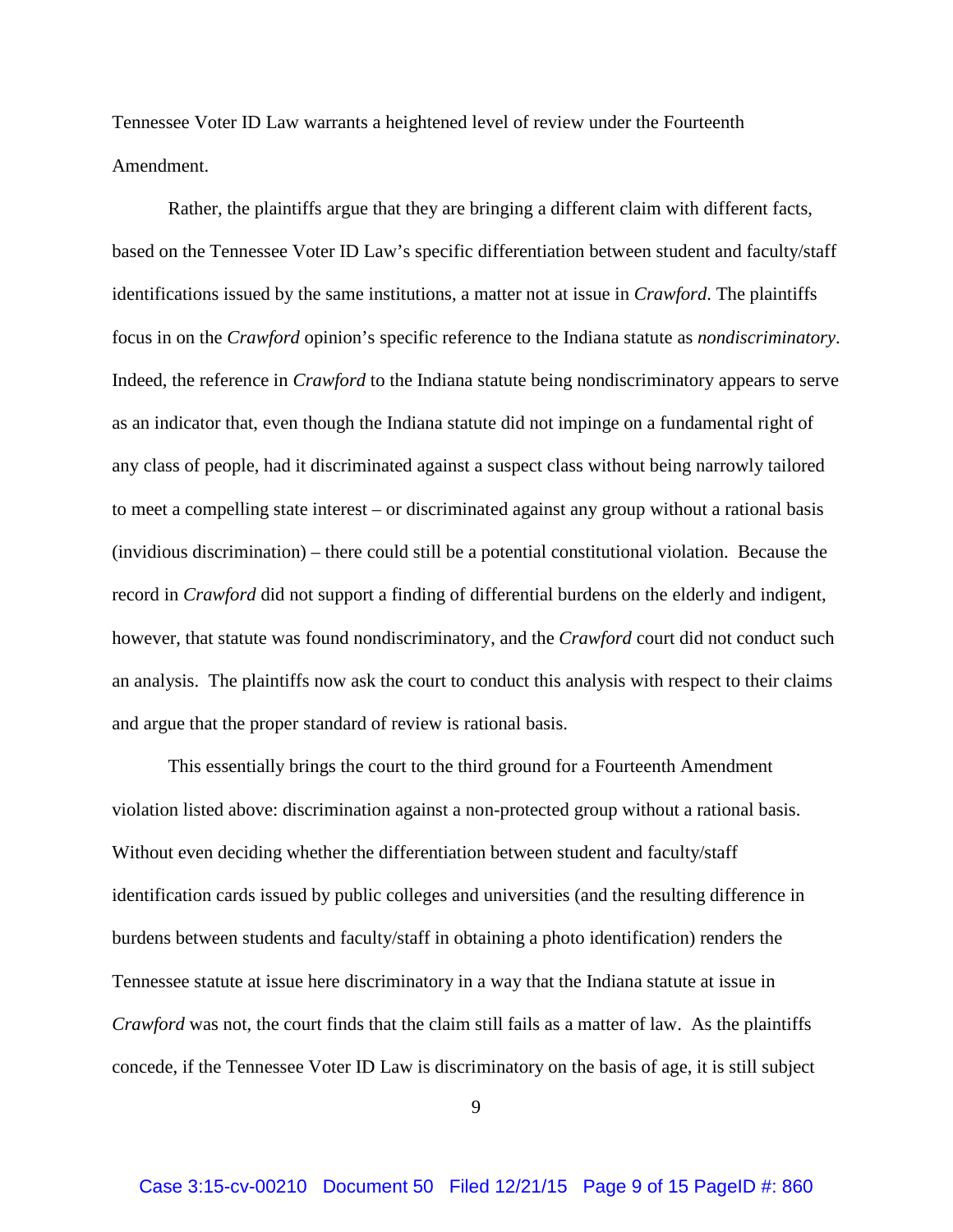Tennessee Voter ID Law warrants a heightened level of review under the Fourteenth Amendment.

Rather, the plaintiffs argue that they are bringing a different claim with different facts, based on the Tennessee Voter ID Law's specific differentiation between student and faculty/staff identifications issued by the same institutions, a matter not at issue in *Crawford*. The plaintiffs focus in on the *Crawford* opinion's specific reference to the Indiana statute as *nondiscriminatory*. Indeed, the reference in *Crawford* to the Indiana statute being nondiscriminatory appears to serve as an indicator that, even though the Indiana statute did not impinge on a fundamental right of any class of people, had it discriminated against a suspect class without being narrowly tailored to meet a compelling state interest – or discriminated against any group without a rational basis (invidious discrimination) – there could still be a potential constitutional violation. Because the record in *Crawford* did not support a finding of differential burdens on the elderly and indigent, however, that statute was found nondiscriminatory, and the *Crawford* court did not conduct such an analysis. The plaintiffs now ask the court to conduct this analysis with respect to their claims and argue that the proper standard of review is rational basis.

This essentially brings the court to the third ground for a Fourteenth Amendment violation listed above: discrimination against a non-protected group without a rational basis. Without even deciding whether the differentiation between student and faculty/staff identification cards issued by public colleges and universities (and the resulting difference in burdens between students and faculty/staff in obtaining a photo identification) renders the Tennessee statute at issue here discriminatory in a way that the Indiana statute at issue in *Crawford* was not, the court finds that the claim still fails as a matter of law. As the plaintiffs concede, if the Tennessee Voter ID Law is discriminatory on the basis of age, it is still subject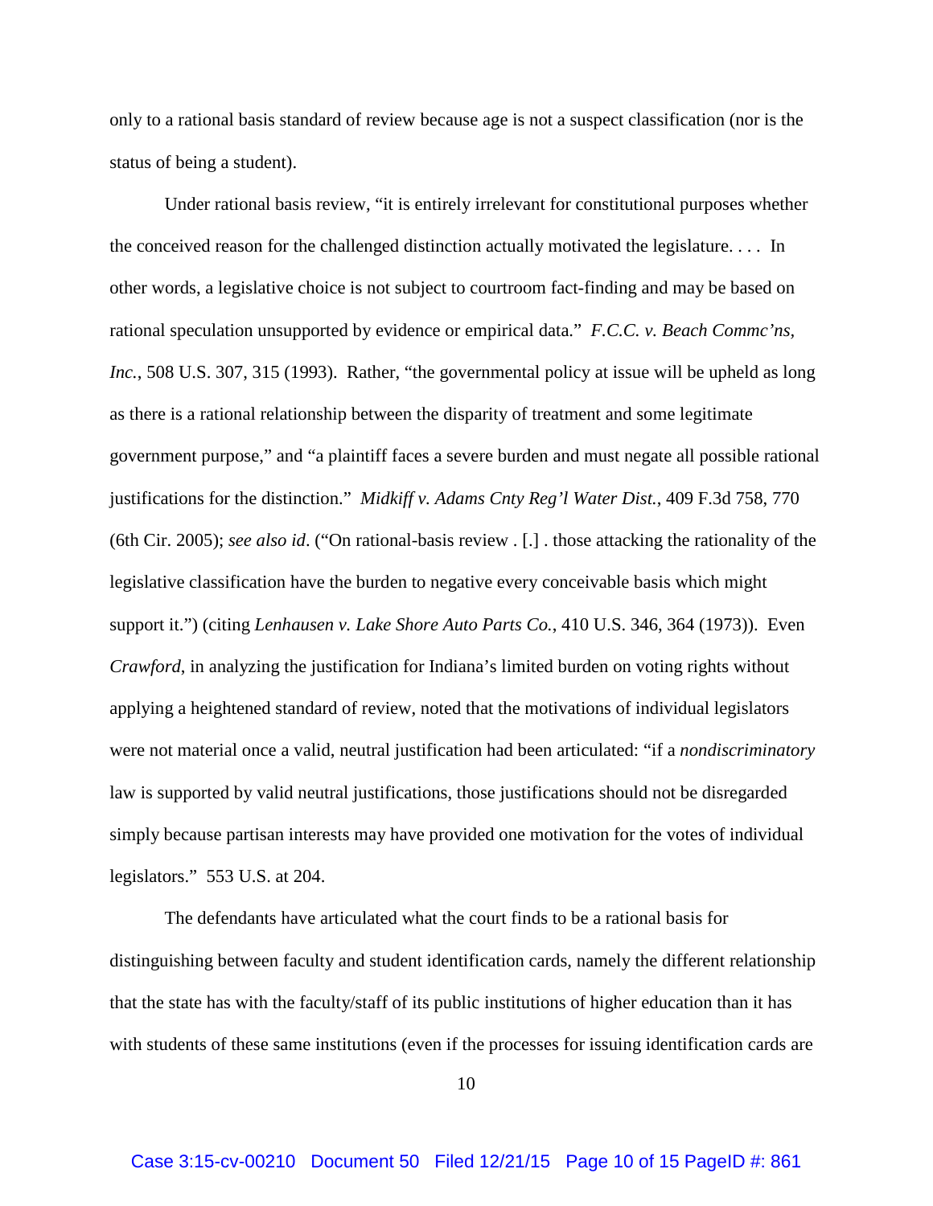only to a rational basis standard of review because age is not a suspect classification (nor is the status of being a student).

Under rational basis review, "it is entirely irrelevant for constitutional purposes whether the conceived reason for the challenged distinction actually motivated the legislature. . . . In other words, a legislative choice is not subject to courtroom fact-finding and may be based on rational speculation unsupported by evidence or empirical data." *F.C.C. v. Beach Commc'ns, Inc.*, 508 U.S. 307, 315 (1993). Rather, "the governmental policy at issue will be upheld as long as there is a rational relationship between the disparity of treatment and some legitimate government purpose," and "a plaintiff faces a severe burden and must negate all possible rational justifications for the distinction." *Midkiff v. Adams Cnty Reg'l Water Dist.*, 409 F.3d 758, 770 (6th Cir. 2005); *see also id*. ("On rational-basis review . [.] . those attacking the rationality of the legislative classification have the burden to negative every conceivable basis which might support it.") (citing *Lenhausen v. Lake Shore Auto Parts Co.*, 410 U.S. 346, 364 (1973)). Even *Crawford*, in analyzing the justification for Indiana's limited burden on voting rights without applying a heightened standard of review, noted that the motivations of individual legislators were not material once a valid, neutral justification had been articulated: "if a *nondiscriminatory* law is supported by valid neutral justifications, those justifications should not be disregarded simply because partisan interests may have provided one motivation for the votes of individual legislators." 553 U.S. at 204.

The defendants have articulated what the court finds to be a rational basis for distinguishing between faculty and student identification cards, namely the different relationship that the state has with the faculty/staff of its public institutions of higher education than it has with students of these same institutions (even if the processes for issuing identification cards are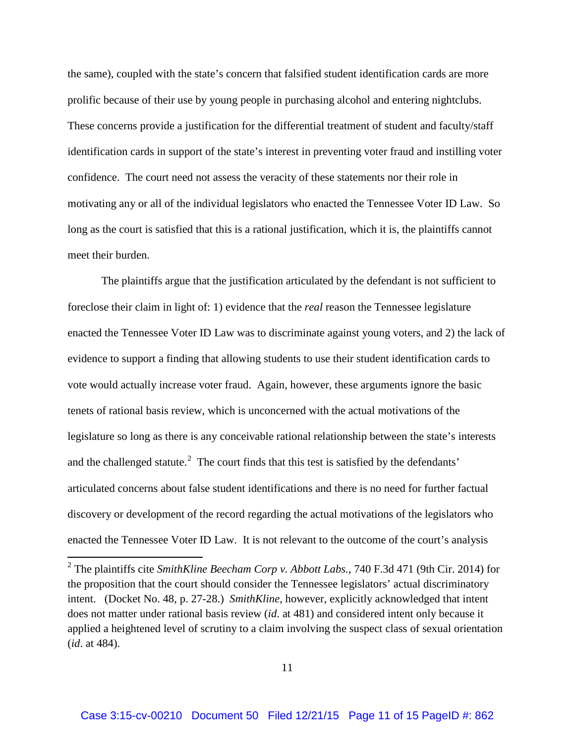the same), coupled with the state's concern that falsified student identification cards are more prolific because of their use by young people in purchasing alcohol and entering nightclubs. These concerns provide a justification for the differential treatment of student and faculty/staff identification cards in support of the state's interest in preventing voter fraud and instilling voter confidence. The court need not assess the veracity of these statements nor their role in motivating any or all of the individual legislators who enacted the Tennessee Voter ID Law. So long as the court is satisfied that this is a rational justification, which it is, the plaintiffs cannot meet their burden.

The plaintiffs argue that the justification articulated by the defendant is not sufficient to foreclose their claim in light of: 1) evidence that the *real* reason the Tennessee legislature enacted the Tennessee Voter ID Law was to discriminate against young voters, and 2) the lack of evidence to support a finding that allowing students to use their student identification cards to vote would actually increase voter fraud. Again, however, these arguments ignore the basic tenets of rational basis review, which is unconcerned with the actual motivations of the legislature so long as there is any conceivable rational relationship between the state's interests and the challenged statute.[2] The court finds that this test is satisfied by the defendants' articulated concerns about false student identifications and there is no need for further factual discovery or development of the record regarding the actual motivations of the legislators who enacted the Tennessee Voter ID Law. It is not relevant to the outcome of the court's analysis

---

[2] The plaintiffs cite *SmithKline Beecham Corp v. Abbott Labs.*, 740 F.3d 471 (9th Cir. 2014) for the proposition that the court should consider the Tennessee legislators' actual discriminatory intent. (Docket No. 48, p. 27-28.) *SmithKline*, however, explicitly acknowledged that intent does not matter under rational basis review (*id.* at 481) and considered intent only because it applied a heightened level of scrutiny to a claim involving the suspect class of sexual orientation (*id*. at 484).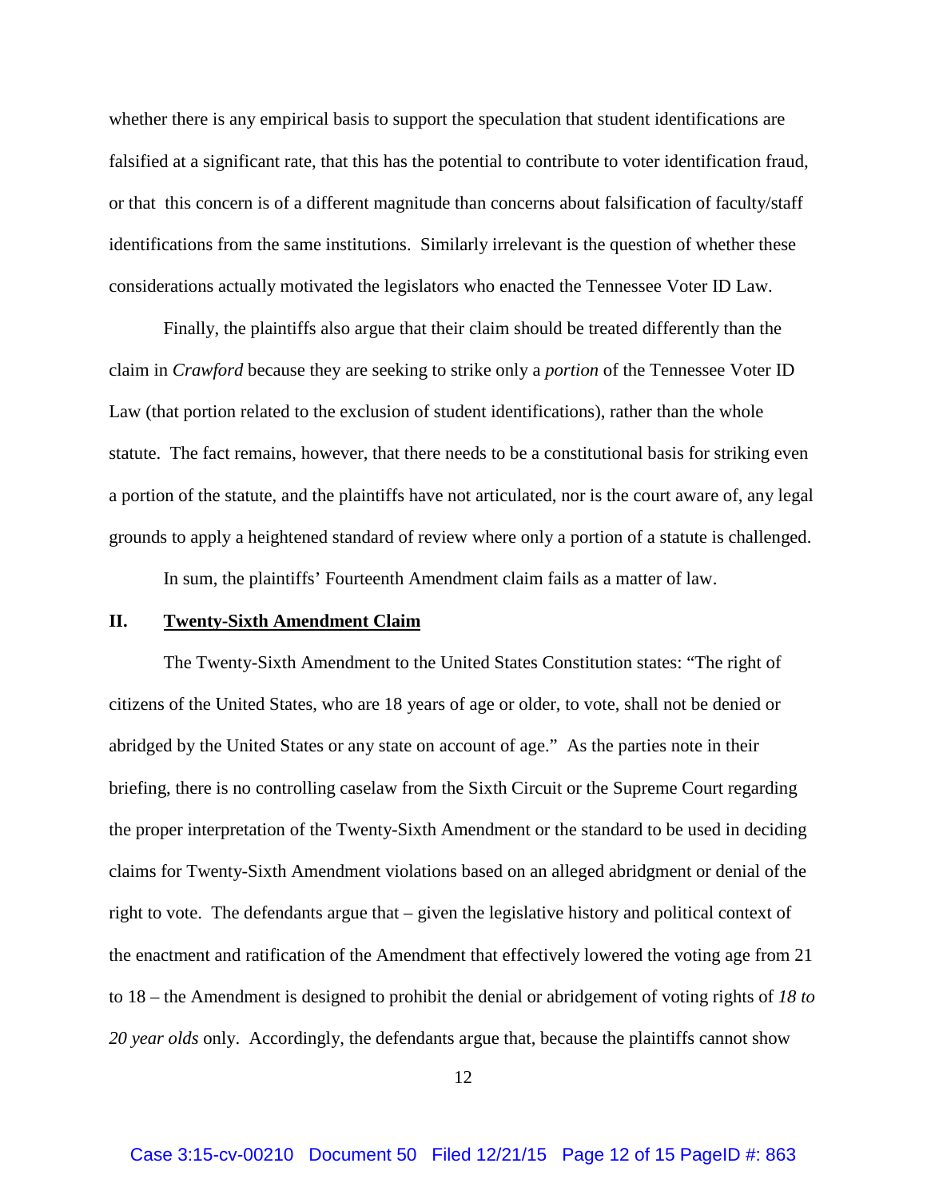whether there is any empirical basis to support the speculation that student identifications are falsified at a significant rate, that this has the potential to contribute to voter identification fraud, or that this concern is of a different magnitude than concerns about falsification of faculty/staff identifications from the same institutions. Similarly irrelevant is the question of whether these considerations actually motivated the legislators who enacted the Tennessee Voter ID Law.

Finally, the plaintiffs also argue that their claim should be treated differently than the claim in *Crawford* because they are seeking to strike only a *portion* of the Tennessee Voter ID Law (that portion related to the exclusion of student identifications), rather than the whole statute. The fact remains, however, that there needs to be a constitutional basis for striking even a portion of the statute, and the plaintiffs have not articulated, nor is the court aware of, any legal grounds to apply a heightened standard of review where only a portion of a statute is challenged.

In sum, the plaintiffs' Fourteenth Amendment claim fails as a matter of law.

## II. Twenty-Sixth Amendment Claim

The Twenty-Sixth Amendment to the United States Constitution states: "The right of citizens of the United States, who are 18 years of age or older, to vote, shall not be denied or abridged by the United States or any state on account of age." As the parties note in their briefing, there is no controlling caselaw from the Sixth Circuit or the Supreme Court regarding the proper interpretation of the Twenty-Sixth Amendment or the standard to be used in deciding claims for Twenty-Sixth Amendment violations based on an alleged abridgment or denial of the right to vote. The defendants argue that – given the legislative history and political context of the enactment and ratification of the Amendment that effectively lowered the voting age from 21 to 18 – the Amendment is designed to prohibit the denial or abridgement of voting rights of *18 to 20 year olds* only. Accordingly, the defendants argue that, because the plaintiffs cannot show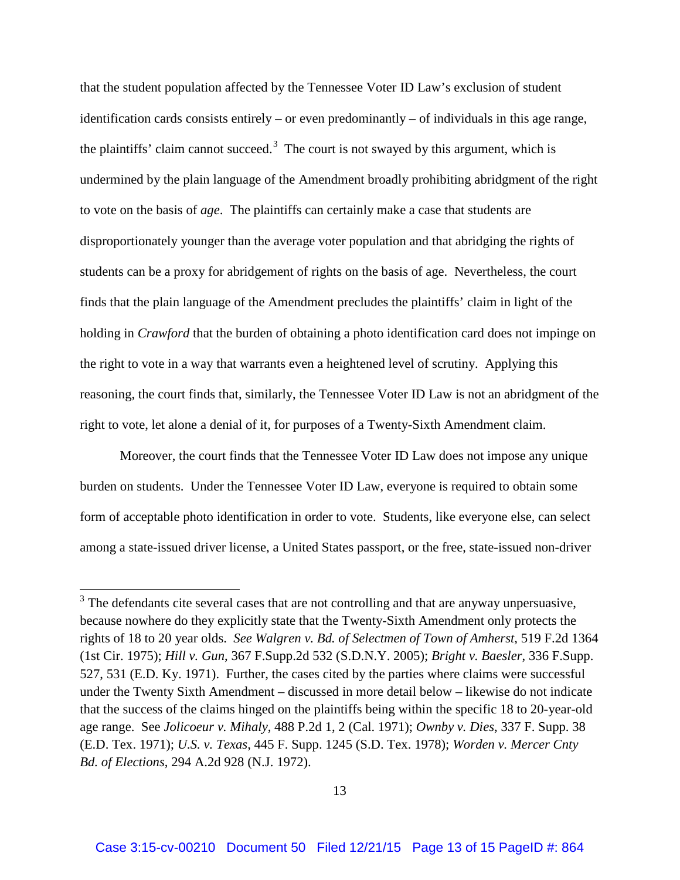that the student population affected by the Tennessee Voter ID Law's exclusion of student identification cards consists entirely – or even predominantly – of individuals in this age range, the plaintiffs' claim cannot succeed.[3] The court is not swayed by this argument, which is undermined by the plain language of the Amendment broadly prohibiting abridgment of the right to vote on the basis of *age*. The plaintiffs can certainly make a case that students are disproportionately younger than the average voter population and that abridging the rights of students can be a proxy for abridgement of rights on the basis of age. Nevertheless, the court finds that the plain language of the Amendment precludes the plaintiffs' claim in light of the holding in *Crawford* that the burden of obtaining a photo identification card does not impinge on the right to vote in a way that warrants even a heightened level of scrutiny. Applying this reasoning, the court finds that, similarly, the Tennessee Voter ID Law is not an abridgment of the right to vote, let alone a denial of it, for purposes of a Twenty-Sixth Amendment claim.

Moreover, the court finds that the Tennessee Voter ID Law does not impose any unique burden on students. Under the Tennessee Voter ID Law, everyone is required to obtain some form of acceptable photo identification in order to vote. Students, like everyone else, can select among a state-issued driver license, a United States passport, or the free, state-issued non-driver

---

[3] The defendants cite several cases that are not controlling and that are anyway unpersuasive, because nowhere do they explicitly state that the Twenty-Sixth Amendment only protects the rights of 18 to 20 year olds. *See Walgren v. Bd. of Selectmen of Town of Amherst*, 519 F.2d 1364 (1st Cir. 1975); *Hill v. Gun*, 367 F.Supp.2d 532 (S.D.N.Y. 2005); *Bright v. Baesler*, 336 F.Supp. 527, 531 (E.D. Ky. 1971). Further, the cases cited by the parties where claims were successful under the Twenty Sixth Amendment – discussed in more detail below – likewise do not indicate that the success of the claims hinged on the plaintiffs being within the specific 18 to 20-year-old age range. See *Jolicoeur v. Mihaly*, 488 P.2d 1, 2 (Cal. 1971); *Ownby v. Dies*, 337 F. Supp. 38 (E.D. Tex. 1971); *U.S. v. Texas*, 445 F. Supp. 1245 (S.D. Tex. 1978); *Worden v. Mercer Cnty Bd. of Elections*, 294 A.2d 928 (N.J. 1972).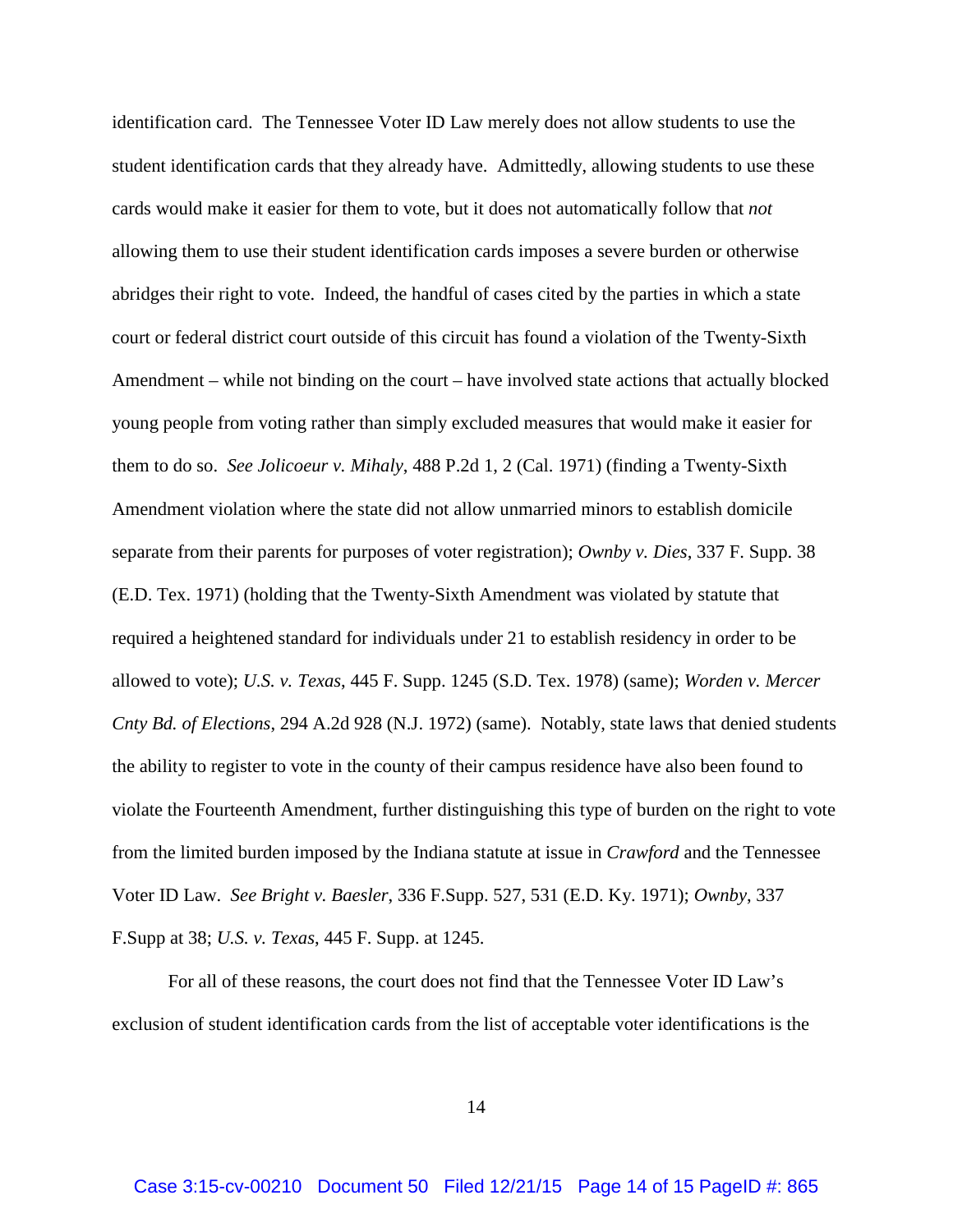identification card. The Tennessee Voter ID Law merely does not allow students to use the student identification cards that they already have. Admittedly, allowing students to use these cards would make it easier for them to vote, but it does not automatically follow that *not* allowing them to use their student identification cards imposes a severe burden or otherwise abridges their right to vote. Indeed, the handful of cases cited by the parties in which a state court or federal district court outside of this circuit has found a violation of the Twenty-Sixth Amendment – while not binding on the court – have involved state actions that actually blocked young people from voting rather than simply excluded measures that would make it easier for them to do so. *See Jolicoeur v. Mihaly*, 488 P.2d 1, 2 (Cal. 1971) (finding a Twenty-Sixth Amendment violation where the state did not allow unmarried minors to establish domicile separate from their parents for purposes of voter registration); *Ownby v. Dies*, 337 F. Supp. 38 (E.D. Tex. 1971) (holding that the Twenty-Sixth Amendment was violated by statute that required a heightened standard for individuals under 21 to establish residency in order to be allowed to vote); *U.S. v. Texas*, 445 F. Supp. 1245 (S.D. Tex. 1978) (same); *Worden v. Mercer Cnty Bd. of Elections*, 294 A.2d 928 (N.J. 1972) (same). Notably, state laws that denied students the ability to register to vote in the county of their campus residence have also been found to violate the Fourteenth Amendment, further distinguishing this type of burden on the right to vote from the limited burden imposed by the Indiana statute at issue in *Crawford* and the Tennessee Voter ID Law. *See Bright v. Baesler*, 336 F.Supp. 527, 531 (E.D. Ky. 1971); *Ownby*, 337 F.Supp at 38; *U.S. v. Texas*, 445 F. Supp. at 1245.

For all of these reasons, the court does not find that the Tennessee Voter ID Law's exclusion of student identification cards from the list of acceptable voter identifications is the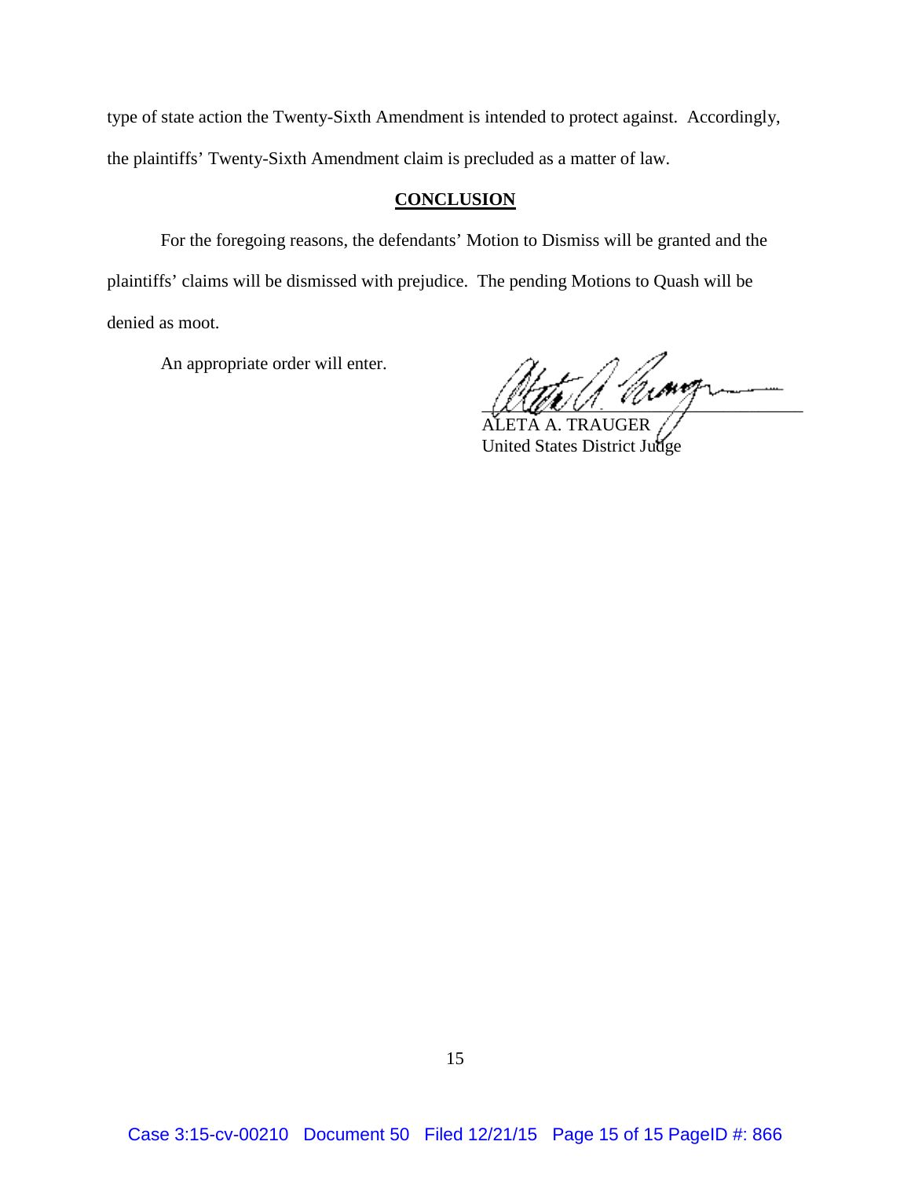type of state action the Twenty-Sixth Amendment is intended to protect against. Accordingly, the plaintiffs' Twenty-Sixth Amendment claim is precluded as a matter of law.

## CONCLUSION

For the foregoing reasons, the defendants' Motion to Dismiss will be granted and the plaintiffs' claims will be dismissed with prejudice. The pending Motions to Quash will be denied as moot.

An appropriate order will enter.

ALETA A. TRAUGER
United States District Judge